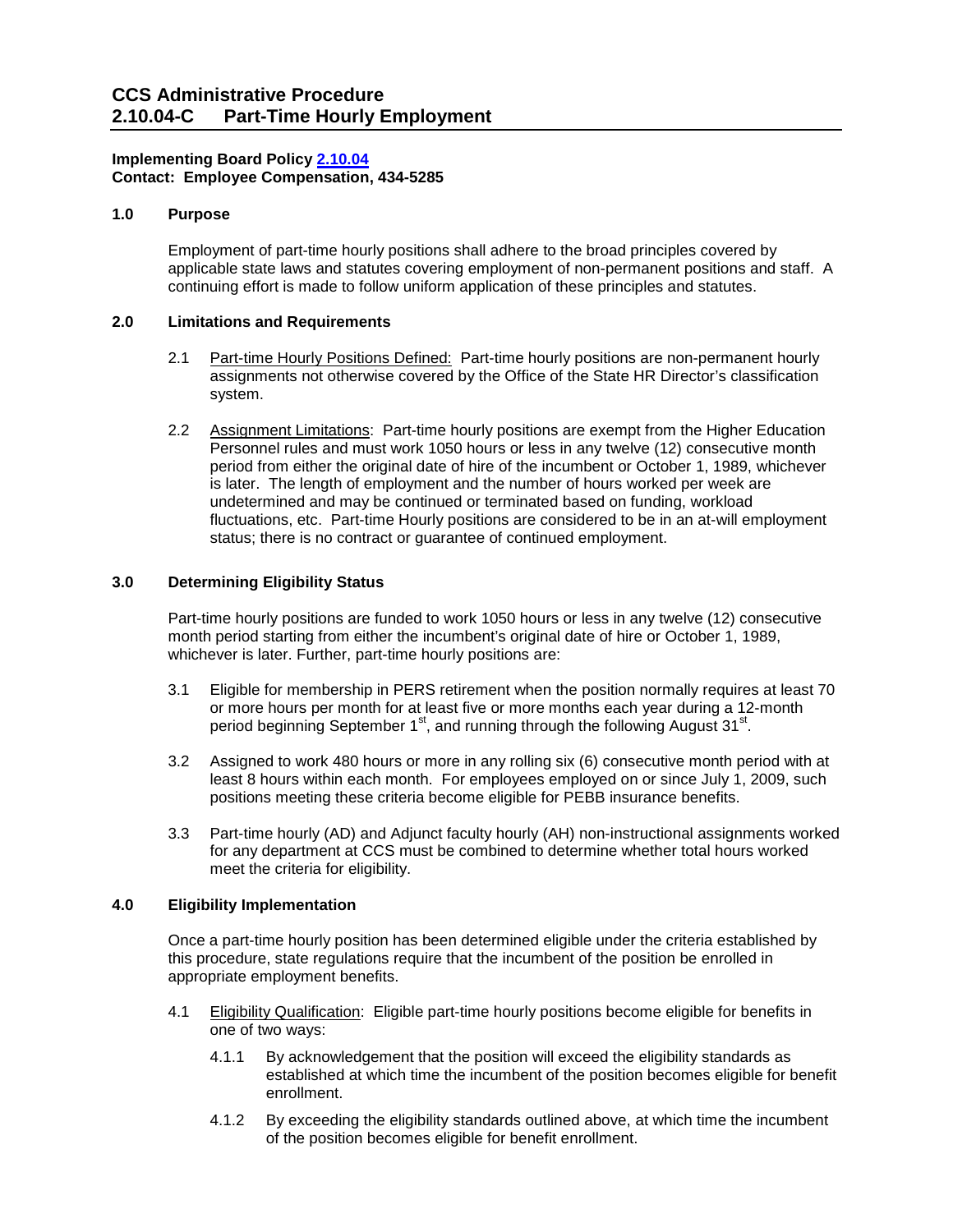# CCS Administrative Procedure
# 2.10.04-C Part-Time Hourly Employment

**Implementing Board Policy [2.10.04](2.10.04)**
**Contact: Employee Compensation, 434-5285**

## 1.0 Purpose

Employment of part-time hourly positions shall adhere to the broad principles covered by applicable state laws and statutes covering employment of non-permanent positions and staff. A continuing effort is made to follow uniform application of these principles and statutes.

## 2.0 Limitations and Requirements

2.1 Part-time Hourly Positions Defined: Part-time hourly positions are non-permanent hourly assignments not otherwise covered by the Office of the State HR Director's classification system.

2.2 Assignment Limitations: Part-time hourly positions are exempt from the Higher Education Personnel rules and must work 1050 hours or less in any twelve (12) consecutive month period from either the original date of hire of the incumbent or October 1, 1989, whichever is later. The length of employment and the number of hours worked per week are undetermined and may be continued or terminated based on funding, workload fluctuations, etc. Part-time Hourly positions are considered to be in an at-will employment status; there is no contract or guarantee of continued employment.

## 3.0 Determining Eligibility Status

Part-time hourly positions are funded to work 1050 hours or less in any twelve (12) consecutive month period starting from either the incumbent's original date of hire or October 1, 1989, whichever is later. Further, part-time hourly positions are:

3.1 Eligible for membership in PERS retirement when the position normally requires at least 70 or more hours per month for at least five or more months each year during a 12-month period beginning September 1st, and running through the following August 31st.

3.2 Assigned to work 480 hours or more in any rolling six (6) consecutive month period with at least 8 hours within each month. For employees employed on or since July 1, 2009, such positions meeting these criteria become eligible for PEBB insurance benefits.

3.3 Part-time hourly (AD) and Adjunct faculty hourly (AH) non-instructional assignments worked for any department at CCS must be combined to determine whether total hours worked meet the criteria for eligibility.

## 4.0 Eligibility Implementation

Once a part-time hourly position has been determined eligible under the criteria established by this procedure, state regulations require that the incumbent of the position be enrolled in appropriate employment benefits.

4.1 Eligibility Qualification: Eligible part-time hourly positions become eligible for benefits in one of two ways:

4.1.1 By acknowledgement that the position will exceed the eligibility standards as established at which time the incumbent of the position becomes eligible for benefit enrollment.

4.1.2 By exceeding the eligibility standards outlined above, at which time the incumbent of the position becomes eligible for benefit enrollment.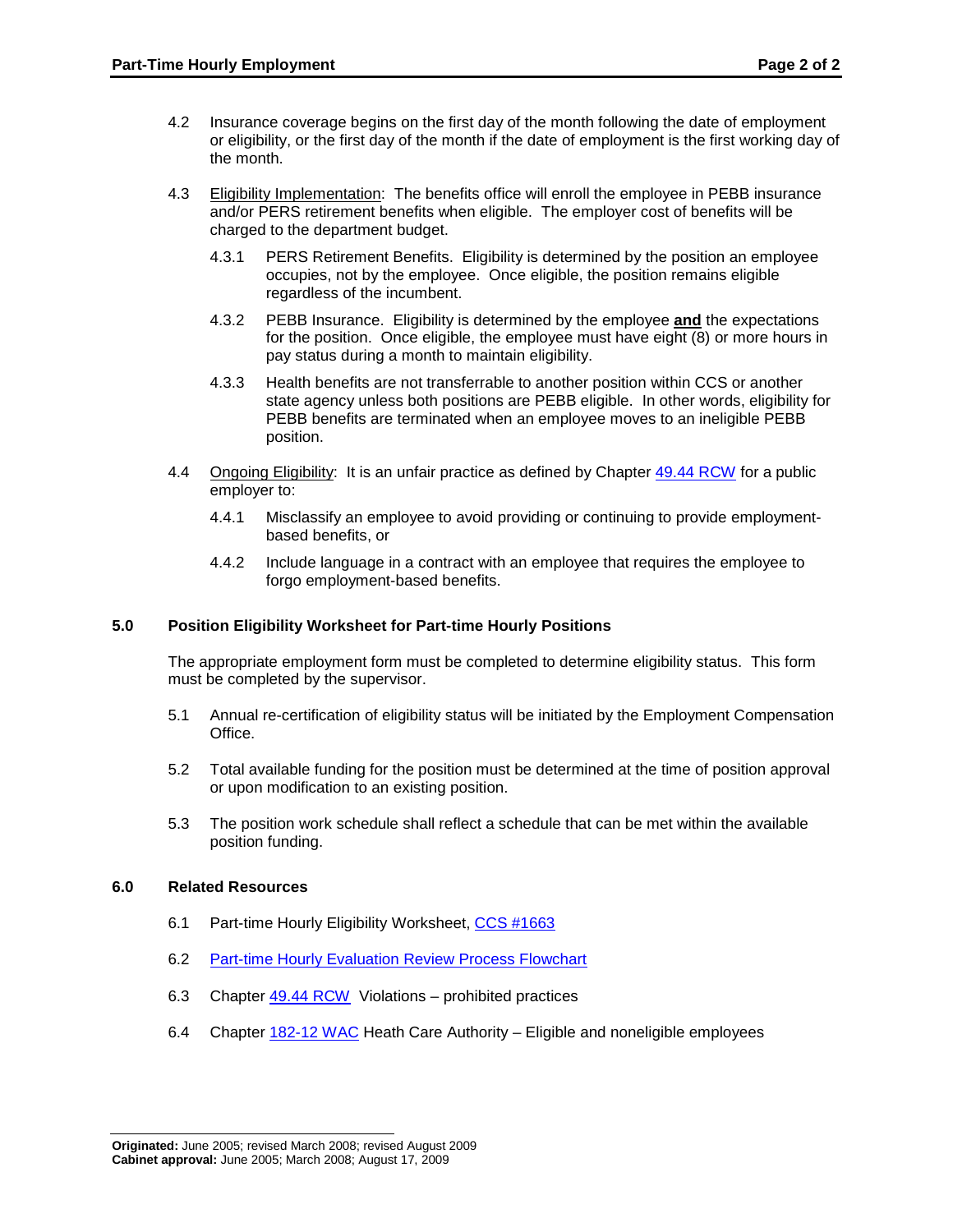4.2 Insurance coverage begins on the first day of the month following the date of employment or eligibility, or the first day of the month if the date of employment is the first working day of the month.

4.3 Eligibility Implementation: The benefits office will enroll the employee in PEBB insurance and/or PERS retirement benefits when eligible. The employer cost of benefits will be charged to the department budget.

4.3.1 PERS Retirement Benefits. Eligibility is determined by the position an employee occupies, not by the employee. Once eligible, the position remains eligible regardless of the incumbent.

4.3.2 PEBB Insurance. Eligibility is determined by the employee **and** the expectations for the position. Once eligible, the employee must have eight (8) or more hours in pay status during a month to maintain eligibility.

4.3.3 Health benefits are not transferrable to another position within CCS or another state agency unless both positions are PEBB eligible. In other words, eligibility for PEBB benefits are terminated when an employee moves to an ineligible PEBB position.

4.4 Ongoing Eligibility: It is an unfair practice as defined by Chapter 49.44 RCW for a public employer to:

4.4.1 Misclassify an employee to avoid providing or continuing to provide employment-based benefits, or

4.4.2 Include language in a contract with an employee that requires the employee to forgo employment-based benefits.

## 5.0 Position Eligibility Worksheet for Part-time Hourly Positions

The appropriate employment form must be completed to determine eligibility status. This form must be completed by the supervisor.

5.1 Annual re-certification of eligibility status will be initiated by the Employment Compensation Office.

5.2 Total available funding for the position must be determined at the time of position approval or upon modification to an existing position.

5.3 The position work schedule shall reflect a schedule that can be met within the available position funding.

## 6.0 Related Resources

6.1 Part-time Hourly Eligibility Worksheet, CCS #1663

6.2 Part-time Hourly Evaluation Review Process Flowchart

6.3 Chapter 49.44 RCW Violations – prohibited practices

6.4 Chapter 182-12 WAC Heath Care Authority – Eligible and noneligible employees

---

**Originated:** June 2005; revised March 2008; revised August 2009
**Cabinet approval:** June 2005; March 2008; August 17, 2009